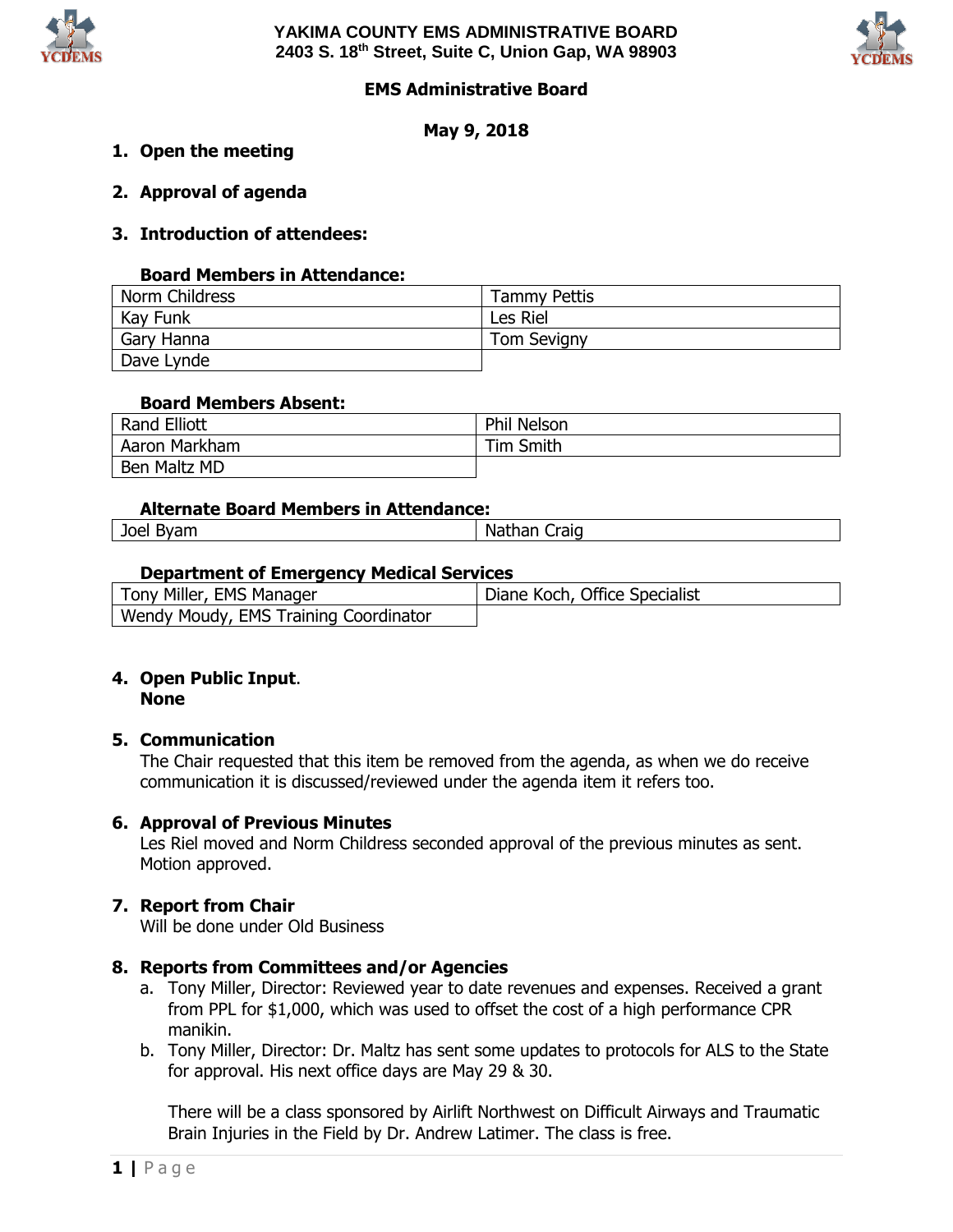# YAKIMA COUNTY EMS ADMINISTRATIVE BOARD

**2403 S. 18th Street, Suite C, Union Gap, WA 98903**

## EMS Administrative Board

**May 9, 2018**

1. **Open the meeting**

2. **Approval of agenda**

3. **Introduction of attendees:**

**Board Members in Attendance:**

| | |
|---|---|
| Norm Childress | Tammy Pettis |
| Kay Funk | Les Riel |
| Gary Hanna | Tom Sevigny |
| Dave Lynde | |

**Board Members Absent:**

| | |
|---|---|
| Rand Elliott | Phil Nelson |
| Aaron Markham | Tim Smith |
| Ben Maltz MD | |

**Alternate Board Members in Attendance:**

| | |
|---|---|
| Joel Byam | Nathan Craig |

**Department of Emergency Medical Services**

| | |
|---|---|
| Tony Miller, EMS Manager | Diane Koch, Office Specialist |
| Wendy Moudy, EMS Training Coordinator | |

4. **Open Public Input**.
   **None**

5. **Communication**
   The Chair requested that this item be removed from the agenda, as when we do receive communication it is discussed/reviewed under the agenda item it refers too.

6. **Approval of Previous Minutes**
   Les Riel moved and Norm Childress seconded approval of the previous minutes as sent. Motion approved.

7. **Report from Chair**
   Will be done under Old Business

8. **Reports from Committees and/or Agencies**
   a. Tony Miller, Director: Reviewed year to date revenues and expenses. Received a grant from PPL for $1,000, which was used to offset the cost of a high performance CPR manikin.
   b. Tony Miller, Director: Dr. Maltz has sent some updates to protocols for ALS to the State for approval. His next office days are May 29 & 30.

   There will be a class sponsored by Airlift Northwest on Difficult Airways and Traumatic Brain Injuries in the Field by Dr. Andrew Latimer. The class is free.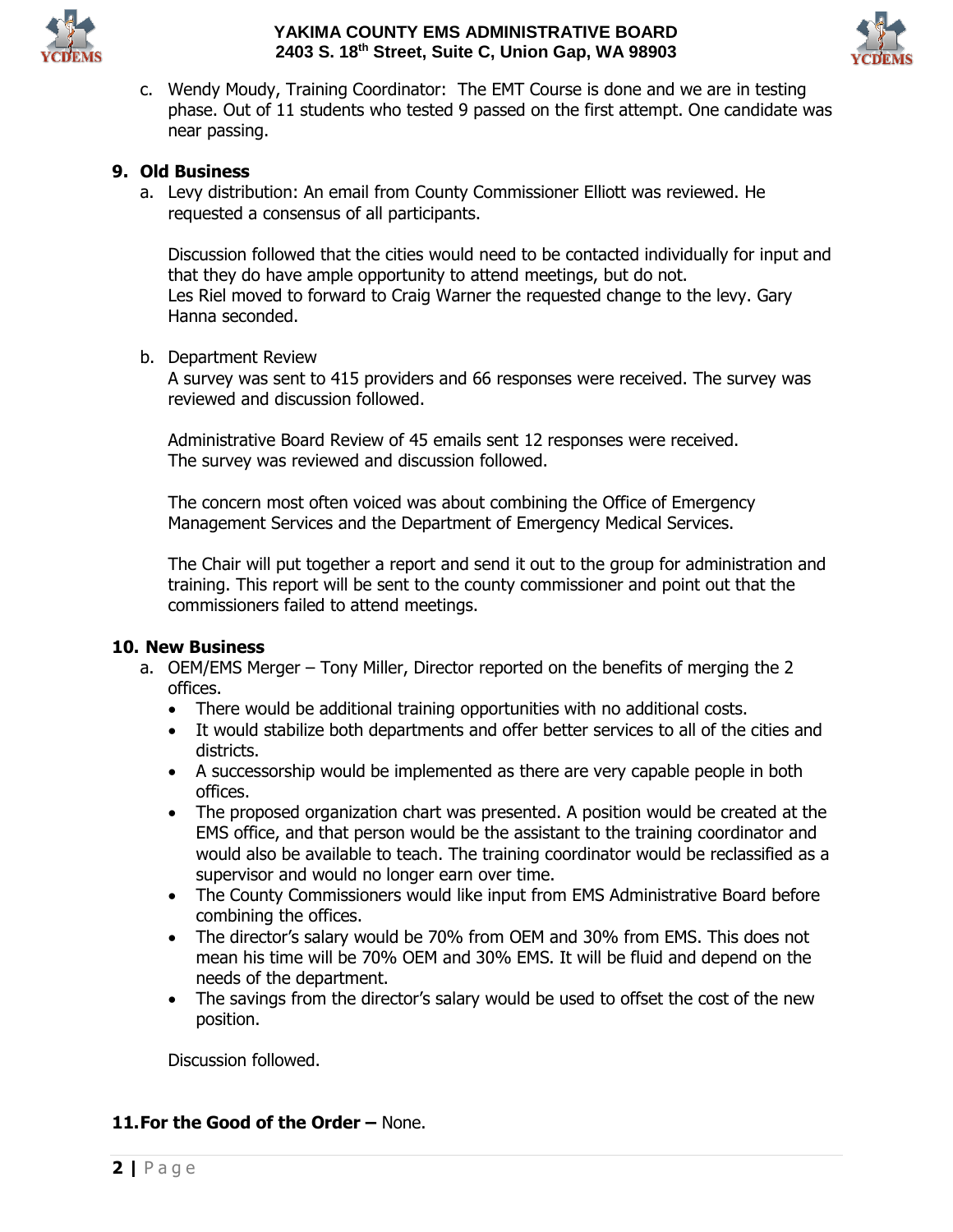c. Wendy Moudy, Training Coordinator: The EMT Course is done and we are in testing phase. Out of 11 students who tested 9 passed on the first attempt. One candidate was near passing.

**9. Old Business**

a. Levy distribution: An email from County Commissioner Elliott was reviewed. He requested a consensus of all participants.

   Discussion followed that the cities would need to be contacted individually for input and that they do have ample opportunity to attend meetings, but do not.
   Les Riel moved to forward to Craig Warner the requested change to the levy. Gary Hanna seconded.

b. Department Review
   A survey was sent to 415 providers and 66 responses were received. The survey was reviewed and discussion followed.

   Administrative Board Review of 45 emails sent 12 responses were received.
   The survey was reviewed and discussion followed.

   The concern most often voiced was about combining the Office of Emergency Management Services and the Department of Emergency Medical Services.

   The Chair will put together a report and send it out to the group for administration and training. This report will be sent to the county commissioner and point out that the commissioners failed to attend meetings.

**10. New Business**

a. OEM/EMS Merger – Tony Miller, Director reported on the benefits of merging the 2 offices.
   - There would be additional training opportunities with no additional costs.
   - It would stabilize both departments and offer better services to all of the cities and districts.
   - A successorship would be implemented as there are very capable people in both offices.
   - The proposed organization chart was presented. A position would be created at the EMS office, and that person would be the assistant to the training coordinator and would also be available to teach. The training coordinator would be reclassified as a supervisor and would no longer earn over time.
   - The County Commissioners would like input from EMS Administrative Board before combining the offices.
   - The director's salary would be 70% from OEM and 30% from EMS. This does not mean his time will be 70% OEM and 30% EMS. It will be fluid and depend on the needs of the department.
   - The savings from the director's salary would be used to offset the cost of the new position.

   Discussion followed.

**11. For the Good of the Order –** None.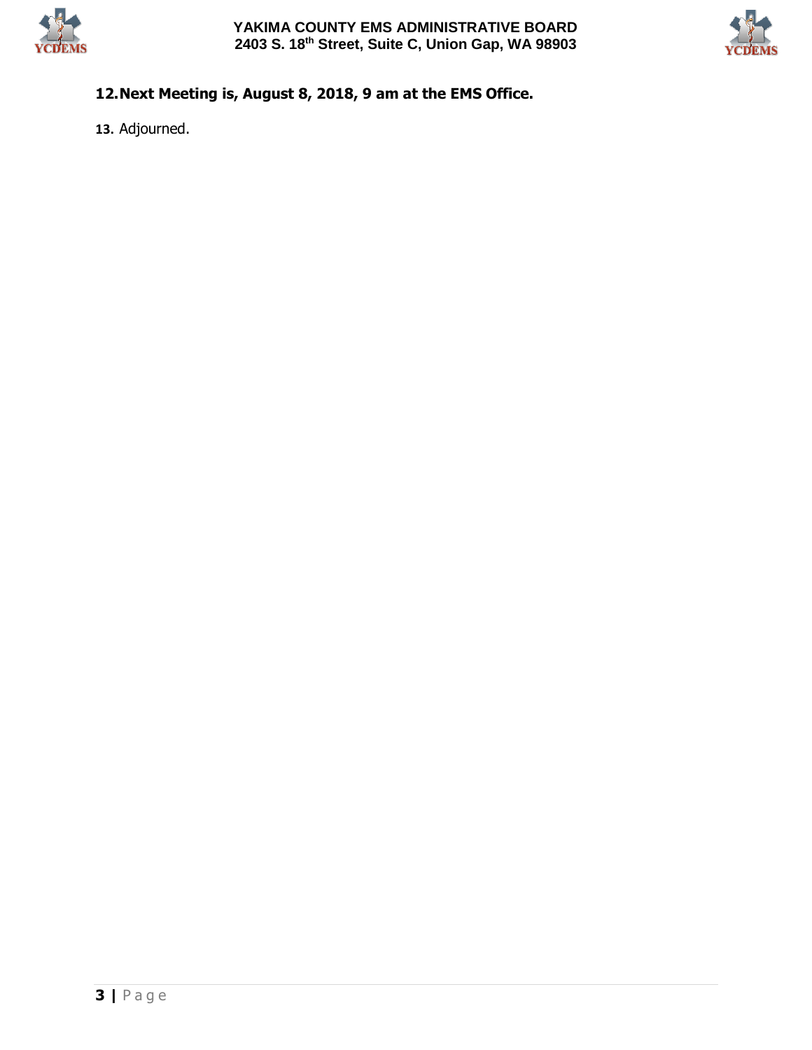**12. Next Meeting is, August 8, 2018, 9 am at the EMS Office.**

**13.** Adjourned.